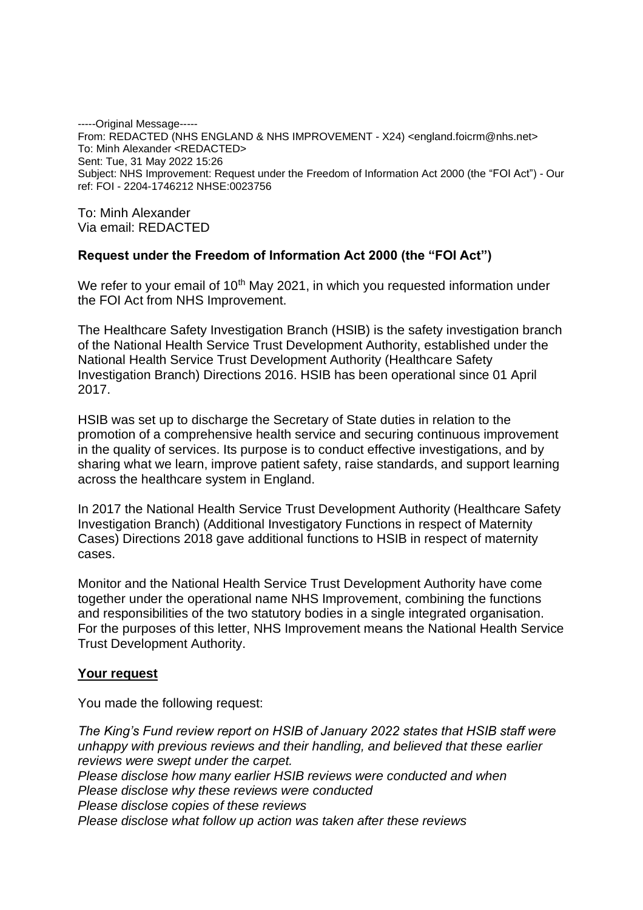-----Original Message-----
From: REDACTED (NHS ENGLAND & NHS IMPROVEMENT - X24) <england.foicrm@nhs.net>
To: Minh Alexander <REDACTED>
Sent: Tue, 31 May 2022 15:26
Subject: NHS Improvement: Request under the Freedom of Information Act 2000 (the "FOI Act") - Our ref: FOI - 2204-1746212 NHSE:0023756

To: Minh Alexander
Via email: REDACTED

**Request under the Freedom of Information Act 2000 (the "FOI Act")**

We refer to your email of 10th May 2021, in which you requested information under the FOI Act from NHS Improvement.

The Healthcare Safety Investigation Branch (HSIB) is the safety investigation branch of the National Health Service Trust Development Authority, established under the National Health Service Trust Development Authority (Healthcare Safety Investigation Branch) Directions 2016. HSIB has been operational since 01 April 2017.

HSIB was set up to discharge the Secretary of State duties in relation to the promotion of a comprehensive health service and securing continuous improvement in the quality of services. Its purpose is to conduct effective investigations, and by sharing what we learn, improve patient safety, raise standards, and support learning across the healthcare system in England.

In 2017 the National Health Service Trust Development Authority (Healthcare Safety Investigation Branch) (Additional Investigatory Functions in respect of Maternity Cases) Directions 2018 gave additional functions to HSIB in respect of maternity cases.

Monitor and the National Health Service Trust Development Authority have come together under the operational name NHS Improvement, combining the functions and responsibilities of the two statutory bodies in a single integrated organisation. For the purposes of this letter, NHS Improvement means the National Health Service Trust Development Authority.

**<u>Your request</u>**

You made the following request:

*The King's Fund review report on HSIB of January 2022 states that HSIB staff were unhappy with previous reviews and their handling, and believed that these earlier reviews were swept under the carpet.*
*Please disclose how many earlier HSIB reviews were conducted and when*
*Please disclose why these reviews were conducted*
*Please disclose copies of these reviews*
*Please disclose what follow up action was taken after these reviews*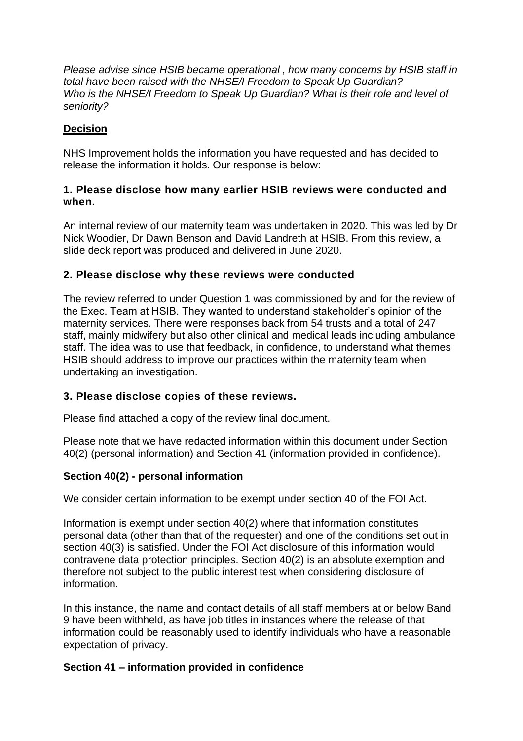*Please advise since HSIB became operational , how many concerns by HSIB staff in total have been raised with the NHSE/I Freedom to Speak Up Guardian?*
*Who is the NHSE/I Freedom to Speak Up Guardian? What is their role and level of seniority?*

## Decision

NHS Improvement holds the information you have requested and has decided to release the information it holds. Our response is below:

### 1. Please disclose how many earlier HSIB reviews were conducted and when.

An internal review of our maternity team was undertaken in 2020. This was led by Dr Nick Woodier, Dr Dawn Benson and David Landreth at HSIB. From this review, a slide deck report was produced and delivered in June 2020.

### 2. Please disclose why these reviews were conducted

The review referred to under Question 1 was commissioned by and for the review of the Exec. Team at HSIB. They wanted to understand stakeholder's opinion of the maternity services. There were responses back from 54 trusts and a total of 247 staff, mainly midwifery but also other clinical and medical leads including ambulance staff. The idea was to use that feedback, in confidence, to understand what themes HSIB should address to improve our practices within the maternity team when undertaking an investigation.

### 3. Please disclose copies of these reviews.

Please find attached a copy of the review final document.

Please note that we have redacted information within this document under Section 40(2) (personal information) and Section 41 (information provided in confidence).

### Section 40(2) - personal information

We consider certain information to be exempt under section 40 of the FOI Act.

Information is exempt under section 40(2) where that information constitutes personal data (other than that of the requester) and one of the conditions set out in section 40(3) is satisfied. Under the FOI Act disclosure of this information would contravene data protection principles. Section 40(2) is an absolute exemption and therefore not subject to the public interest test when considering disclosure of information.

In this instance, the name and contact details of all staff members at or below Band 9 have been withheld, as have job titles in instances where the release of that information could be reasonably used to identify individuals who have a reasonable expectation of privacy.

### Section 41 – information provided in confidence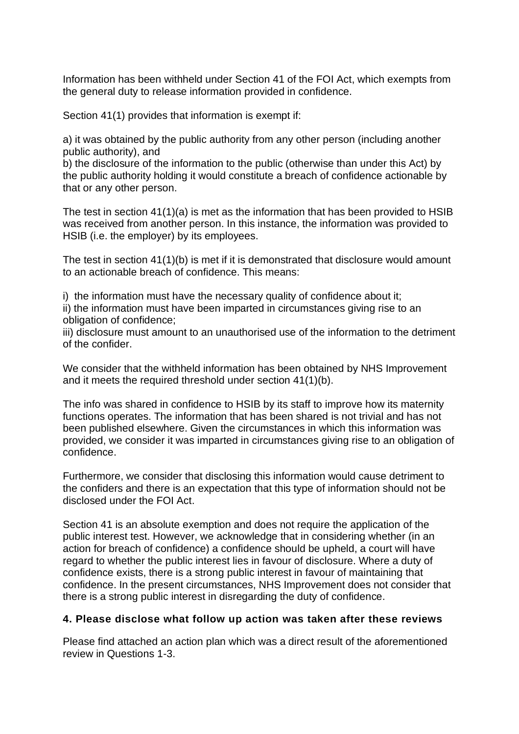Information has been withheld under Section 41 of the FOI Act, which exempts from the general duty to release information provided in confidence.

Section 41(1) provides that information is exempt if:

a) it was obtained by the public authority from any other person (including another public authority), and
b) the disclosure of the information to the public (otherwise than under this Act) by the public authority holding it would constitute a breach of confidence actionable by that or any other person.

The test in section 41(1)(a) is met as the information that has been provided to HSIB was received from another person. In this instance, the information was provided to HSIB (i.e. the employer) by its employees.

The test in section 41(1)(b) is met if it is demonstrated that disclosure would amount to an actionable breach of confidence. This means:

i) the information must have the necessary quality of confidence about it;
ii) the information must have been imparted in circumstances giving rise to an obligation of confidence;
iii) disclosure must amount to an unauthorised use of the information to the detriment of the confider.

We consider that the withheld information has been obtained by NHS Improvement and it meets the required threshold under section 41(1)(b).

The info was shared in confidence to HSIB by its staff to improve how its maternity functions operates. The information that has been shared is not trivial and has not been published elsewhere. Given the circumstances in which this information was provided, we consider it was imparted in circumstances giving rise to an obligation of confidence.

Furthermore, we consider that disclosing this information would cause detriment to the confiders and there is an expectation that this type of information should not be disclosed under the FOI Act.

Section 41 is an absolute exemption and does not require the application of the public interest test. However, we acknowledge that in considering whether (in an action for breach of confidence) a confidence should be upheld, a court will have regard to whether the public interest lies in favour of disclosure. Where a duty of confidence exists, there is a strong public interest in favour of maintaining that confidence. In the present circumstances, NHS Improvement does not consider that there is a strong public interest in disregarding the duty of confidence.

**4. Please disclose what follow up action was taken after these reviews**

Please find attached an action plan which was a direct result of the aforementioned review in Questions 1-3.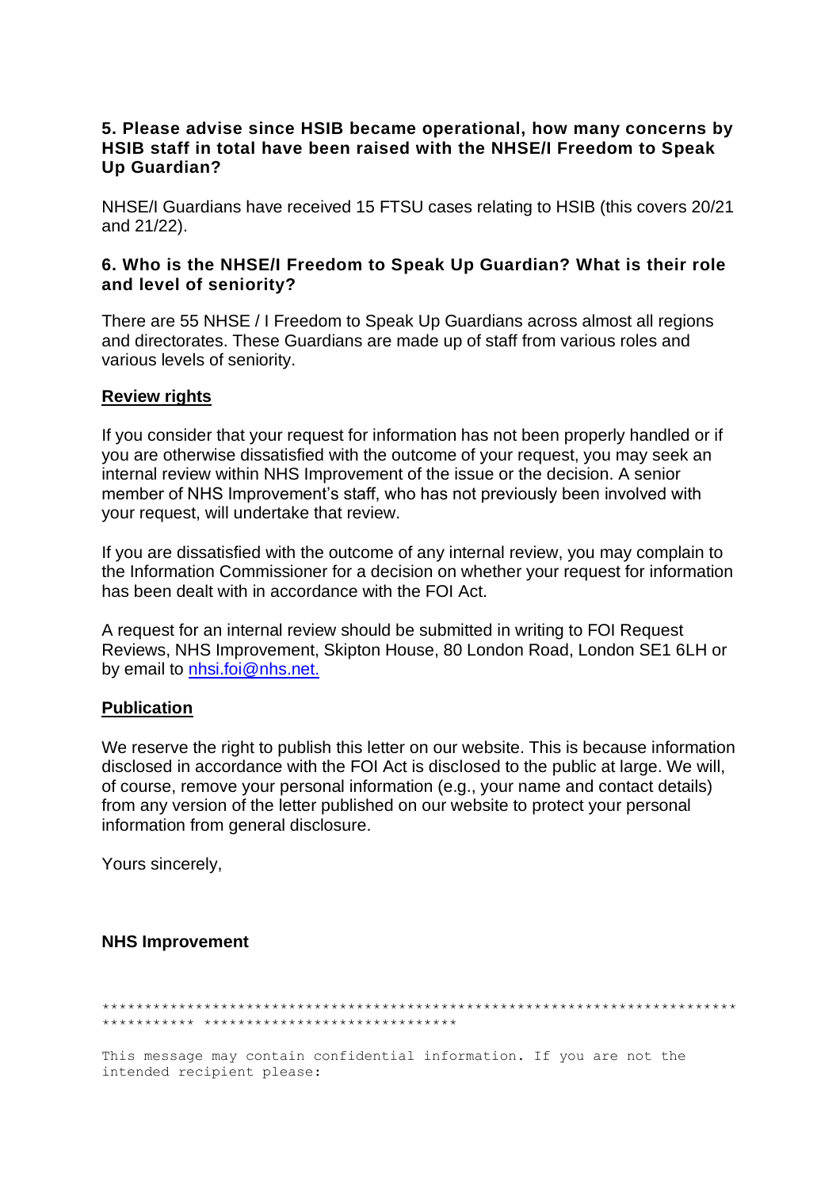**5. Please advise since HSIB became operational, how many concerns by HSIB staff in total have been raised with the NHSE/I Freedom to Speak Up Guardian?**

NHSE/I Guardians have received 15 FTSU cases relating to HSIB (this covers 20/21 and 21/22).

**6. Who is the NHSE/I Freedom to Speak Up Guardian? What is their role and level of seniority?**

There are 55 NHSE / I Freedom to Speak Up Guardians across almost all regions and directorates. These Guardians are made up of staff from various roles and various levels of seniority.

**Review rights**

If you consider that your request for information has not been properly handled or if you are otherwise dissatisfied with the outcome of your request, you may seek an internal review within NHS Improvement of the issue or the decision. A senior member of NHS Improvement's staff, who has not previously been involved with your request, will undertake that review.

If you are dissatisfied with the outcome of any internal review, you may complain to the Information Commissioner for a decision on whether your request for information has been dealt with in accordance with the FOI Act.

A request for an internal review should be submitted in writing to FOI Request Reviews, NHS Improvement, Skipton House, 80 London Road, London SE1 6LH or by email to nhsi.foi@nhs.net.

**Publication**

We reserve the right to publish this letter on our website. This is because information disclosed in accordance with the FOI Act is disclosed to the public at large. We will, of course, remove your personal information (e.g., your name and contact details) from any version of the letter published on our website to protect your personal information from general disclosure.

Yours sincerely,

**NHS Improvement**

```
*************************************************************************
*********** ******************************

This message may contain confidential information. If you are not the
intended recipient please:
```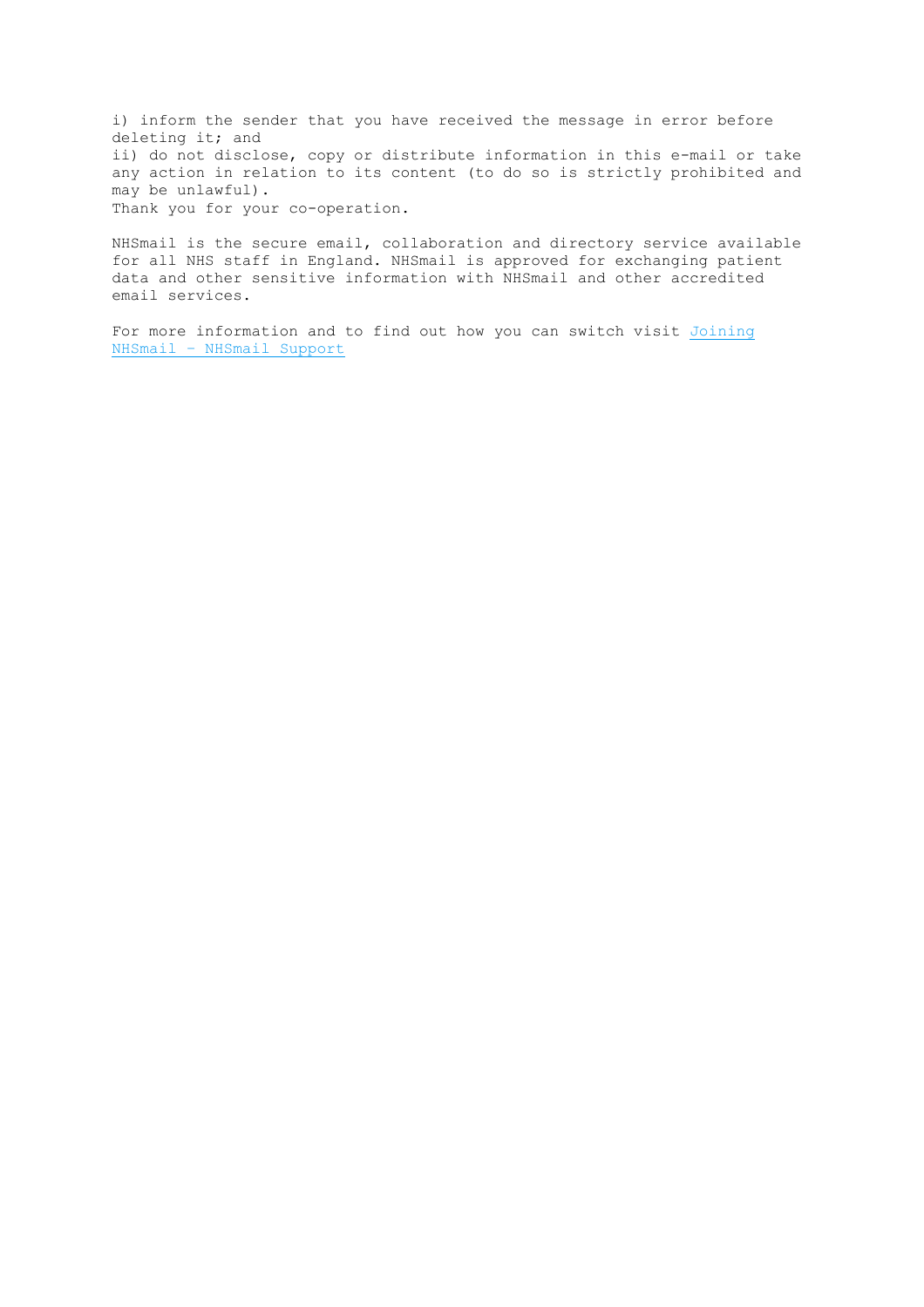i) inform the sender that you have received the message in error before deleting it; and
ii) do not disclose, copy or distribute information in this e-mail or take any action in relation to its content (to do so is strictly prohibited and may be unlawful).
Thank you for your co-operation.

NHSmail is the secure email, collaboration and directory service available for all NHS staff in England. NHSmail is approved for exchanging patient data and other sensitive information with NHSmail and other accredited email services.

For more information and to find out how you can switch visit Joining NHSmail – NHSmail Support